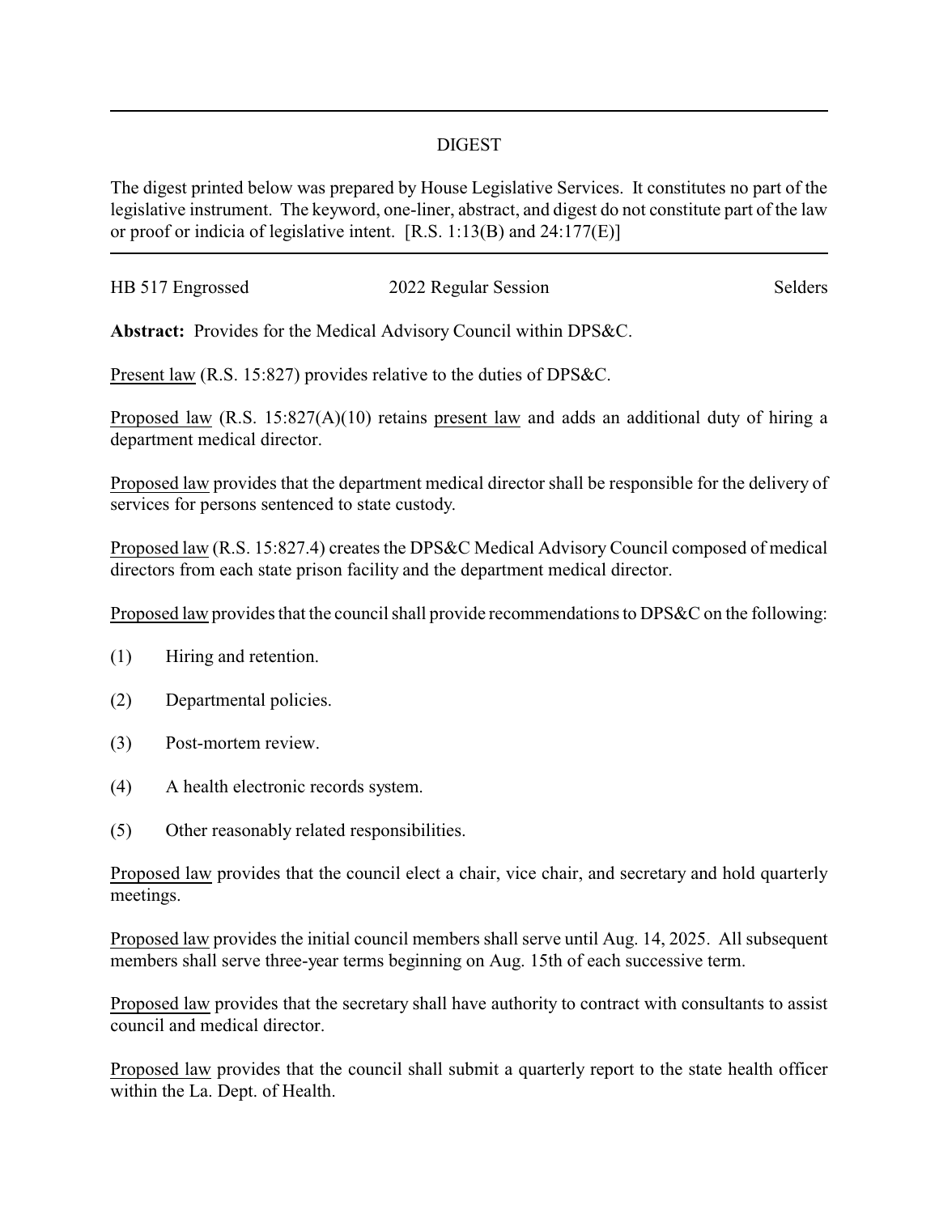# DIGEST

The digest printed below was prepared by House Legislative Services. It constitutes no part of the legislative instrument. The keyword, one-liner, abstract, and digest do not constitute part of the law or proof or indicia of legislative intent. [R.S. 1:13(B) and 24:177(E)]

HB 517 Engrossed | 2022 Regular Session | Selders

**Abstract:** Provides for the Medical Advisory Council within DPS&C.

Present law (R.S. 15:827) provides relative to the duties of DPS&C.

Proposed law (R.S. 15:827(A)(10) retains present law and adds an additional duty of hiring a department medical director.

Proposed law provides that the department medical director shall be responsible for the delivery of services for persons sentenced to state custody.

Proposed law (R.S. 15:827.4) creates the DPS&C Medical Advisory Council composed of medical directors from each state prison facility and the department medical director.

Proposed law provides that the council shall provide recommendations to DPS&C on the following:

(1) Hiring and retention.

(2) Departmental policies.

(3) Post-mortem review.

(4) A health electronic records system.

(5) Other reasonably related responsibilities.

Proposed law provides that the council elect a chair, vice chair, and secretary and hold quarterly meetings.

Proposed law provides the initial council members shall serve until Aug. 14, 2025. All subsequent members shall serve three-year terms beginning on Aug. 15th of each successive term.

Proposed law provides that the secretary shall have authority to contract with consultants to assist council and medical director.

Proposed law provides that the council shall submit a quarterly report to the state health officer within the La. Dept. of Health.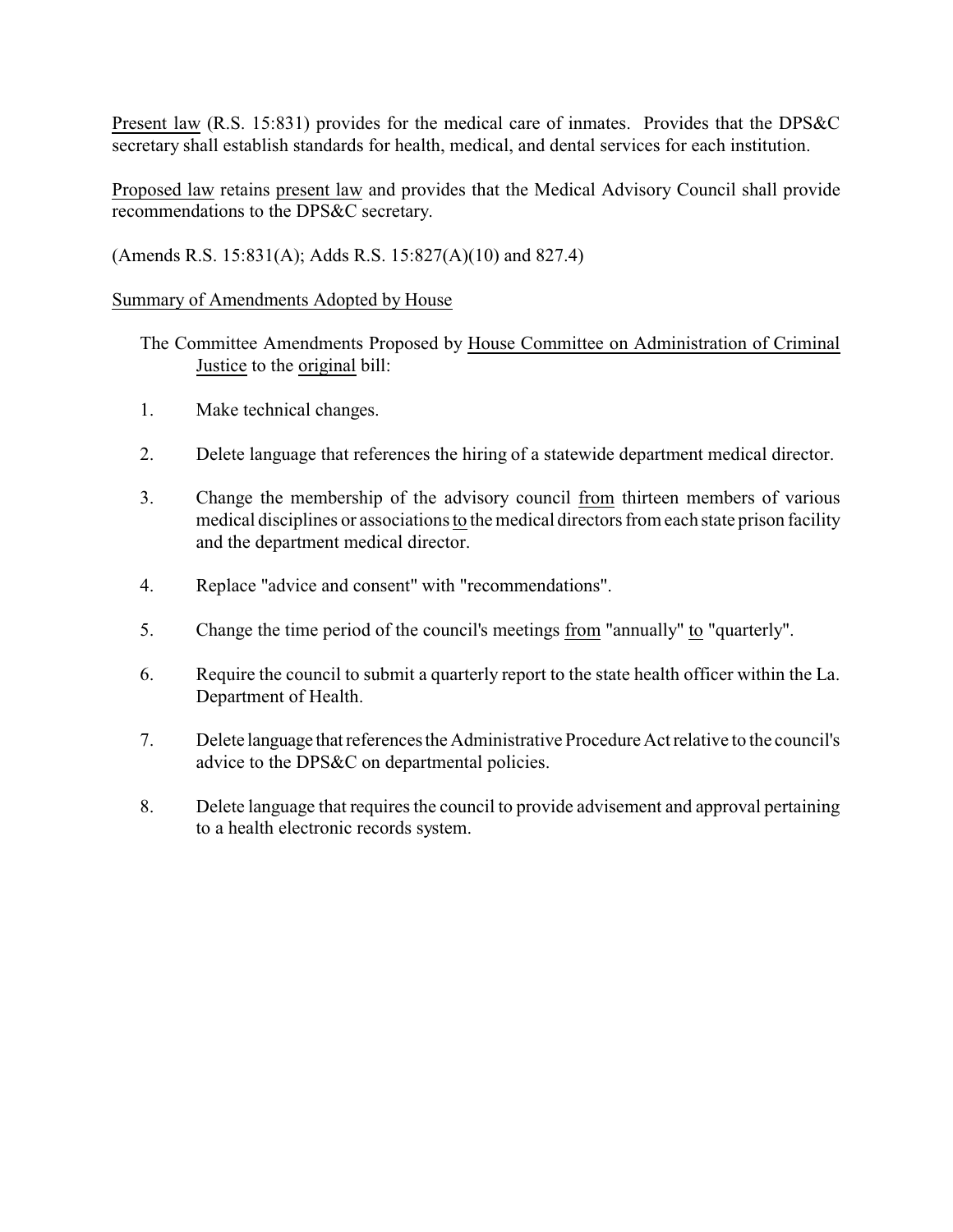Present law (R.S. 15:831) provides for the medical care of inmates. Provides that the DPS&C secretary shall establish standards for health, medical, and dental services for each institution.

Proposed law retains present law and provides that the Medical Advisory Council shall provide recommendations to the DPS&C secretary.

(Amends R.S. 15:831(A); Adds R.S. 15:827(A)(10) and 827.4)

Summary of Amendments Adopted by House

The Committee Amendments Proposed by House Committee on Administration of Criminal Justice to the original bill:

1. Make technical changes.

2. Delete language that references the hiring of a statewide department medical director.

3. Change the membership of the advisory council from thirteen members of various medical disciplines or associations to the medical directors from each state prison facility and the department medical director.

4. Replace "advice and consent" with "recommendations".

5. Change the time period of the council's meetings from "annually" to "quarterly".

6. Require the council to submit a quarterly report to the state health officer within the La. Department of Health.

7. Delete language that references the Administrative Procedure Act relative to the council's advice to the DPS&C on departmental policies.

8. Delete language that requires the council to provide advisement and approval pertaining to a health electronic records system.